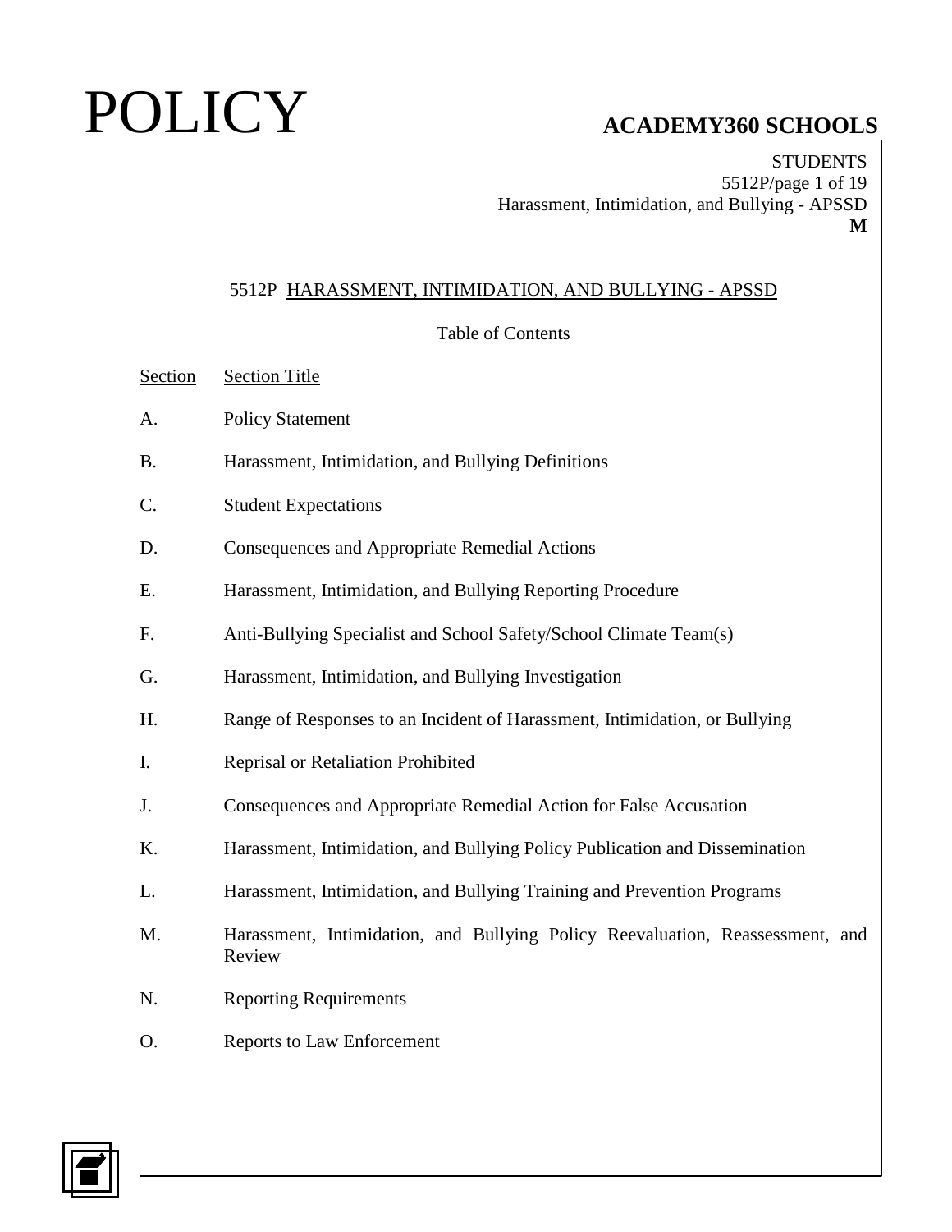# 5512P HARASSMENT, INTIMIDATION, AND BULLYING - APSSD

Table of Contents

| Section | Section Title |
| --- | --- |
| A. | Policy Statement |
| B. | Harassment, Intimidation, and Bullying Definitions |
| C. | Student Expectations |
| D. | Consequences and Appropriate Remedial Actions |
| E. | Harassment, Intimidation, and Bullying Reporting Procedure |
| F. | Anti-Bullying Specialist and School Safety/School Climate Team(s) |
| G. | Harassment, Intimidation, and Bullying Investigation |
| H. | Range of Responses to an Incident of Harassment, Intimidation, or Bullying |
| I. | Reprisal or Retaliation Prohibited |
| J. | Consequences and Appropriate Remedial Action for False Accusation |
| K. | Harassment, Intimidation, and Bullying Policy Publication and Dissemination |
| L. | Harassment, Intimidation, and Bullying Training and Prevention Programs |
| M. | Harassment, Intimidation, and Bullying Policy Reevaluation, Reassessment, and Review |
| N. | Reporting Requirements |
| O. | Reports to Law Enforcement |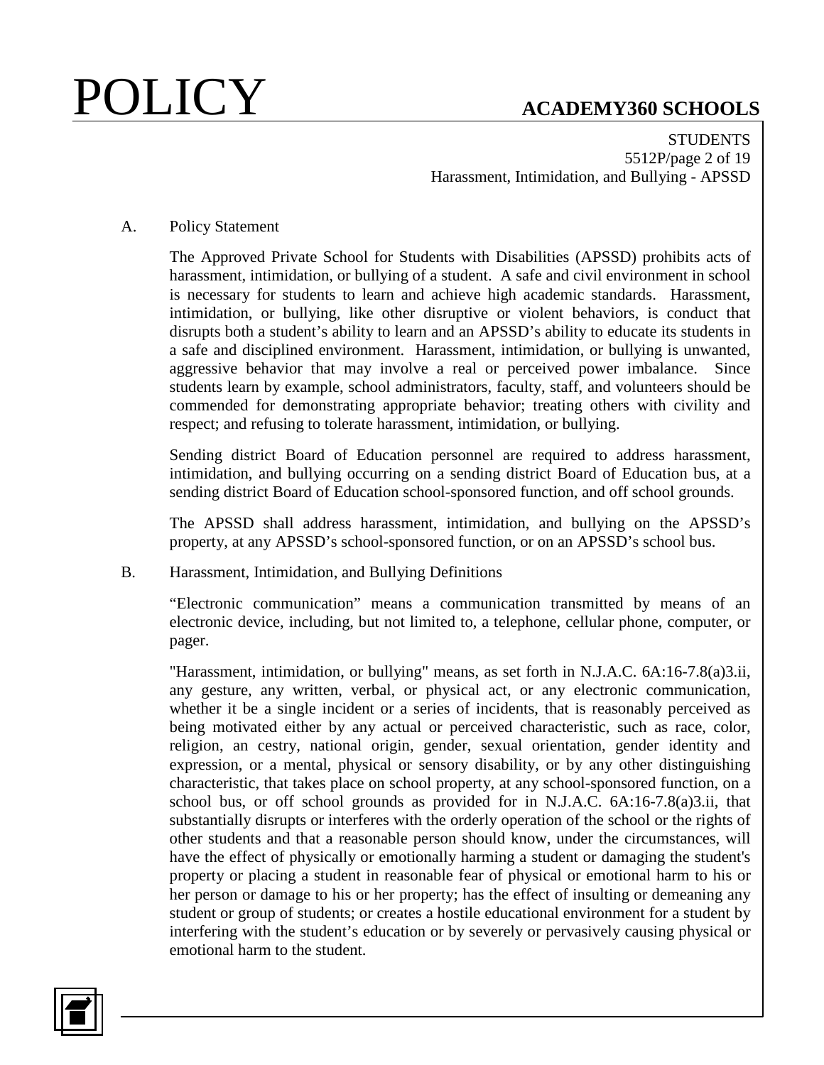A. Policy Statement

The Approved Private School for Students with Disabilities (APSSD) prohibits acts of harassment, intimidation, or bullying of a student. A safe and civil environment in school is necessary for students to learn and achieve high academic standards. Harassment, intimidation, or bullying, like other disruptive or violent behaviors, is conduct that disrupts both a student's ability to learn and an APSSD's ability to educate its students in a safe and disciplined environment. Harassment, intimidation, or bullying is unwanted, aggressive behavior that may involve a real or perceived power imbalance. Since students learn by example, school administrators, faculty, staff, and volunteers should be commended for demonstrating appropriate behavior; treating others with civility and respect; and refusing to tolerate harassment, intimidation, or bullying.

Sending district Board of Education personnel are required to address harassment, intimidation, and bullying occurring on a sending district Board of Education bus, at a sending district Board of Education school-sponsored function, and off school grounds.

The APSSD shall address harassment, intimidation, and bullying on the APSSD's property, at any APSSD's school-sponsored function, or on an APSSD's school bus.

B. Harassment, Intimidation, and Bullying Definitions

"Electronic communication" means a communication transmitted by means of an electronic device, including, but not limited to, a telephone, cellular phone, computer, or pager.

"Harassment, intimidation, or bullying" means, as set forth in N.J.A.C. 6A:16-7.8(a)3.ii, any gesture, any written, verbal, or physical act, or any electronic communication, whether it be a single incident or a series of incidents, that is reasonably perceived as being motivated either by any actual or perceived characteristic, such as race, color, religion, an cestry, national origin, gender, sexual orientation, gender identity and expression, or a mental, physical or sensory disability, or by any other distinguishing characteristic, that takes place on school property, at any school-sponsored function, on a school bus, or off school grounds as provided for in N.J.A.C. 6A:16-7.8(a)3.ii, that substantially disrupts or interferes with the orderly operation of the school or the rights of other students and that a reasonable person should know, under the circumstances, will have the effect of physically or emotionally harming a student or damaging the student's property or placing a student in reasonable fear of physical or emotional harm to his or her person or damage to his or her property; has the effect of insulting or demeaning any student or group of students; or creates a hostile educational environment for a student by interfering with the student's education or by severely or pervasively causing physical or emotional harm to the student.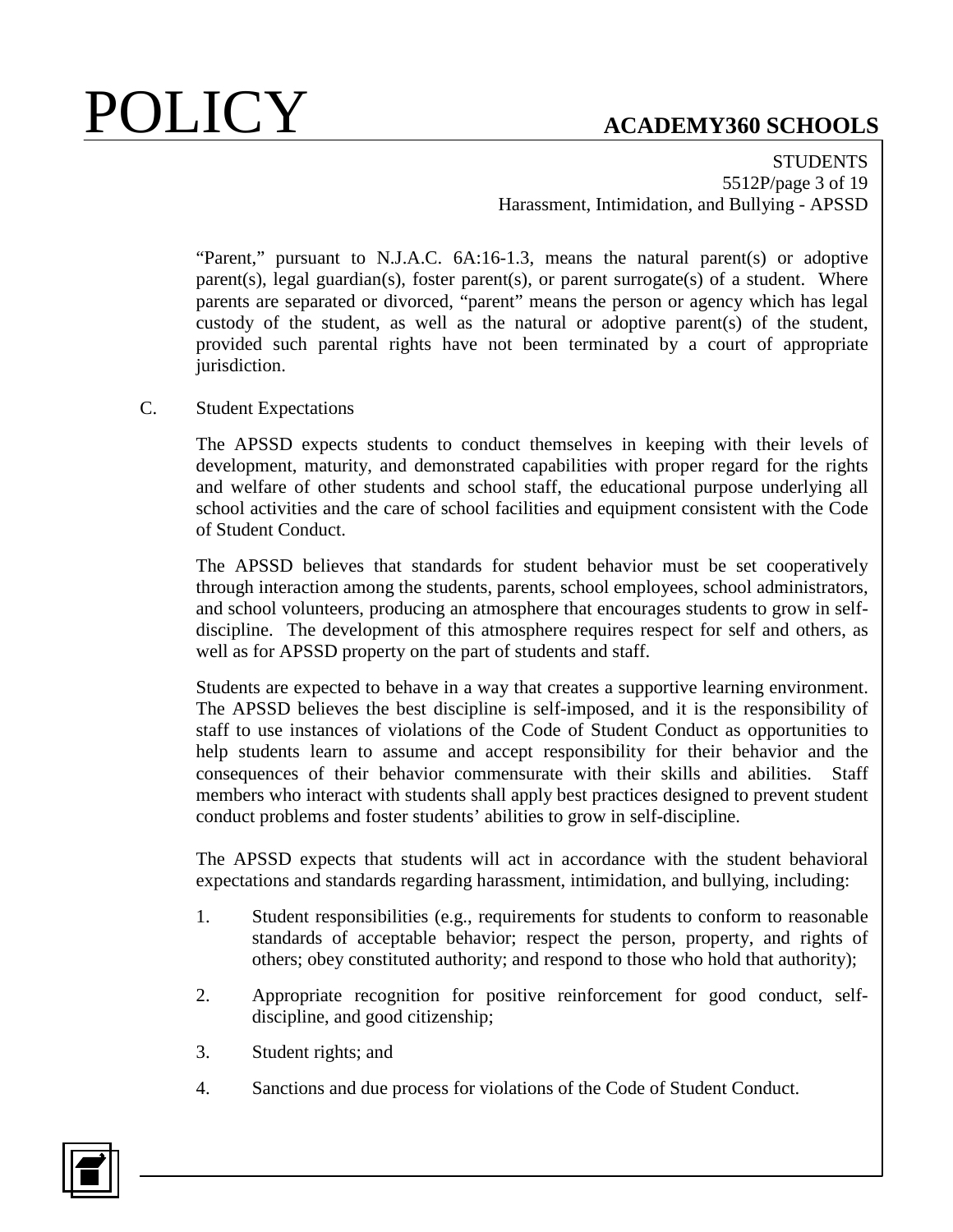"Parent," pursuant to N.J.A.C. 6A:16-1.3, means the natural parent(s) or adoptive parent(s), legal guardian(s), foster parent(s), or parent surrogate(s) of a student. Where parents are separated or divorced, "parent" means the person or agency which has legal custody of the student, as well as the natural or adoptive parent(s) of the student, provided such parental rights have not been terminated by a court of appropriate jurisdiction.

C. Student Expectations

The APSSD expects students to conduct themselves in keeping with their levels of development, maturity, and demonstrated capabilities with proper regard for the rights and welfare of other students and school staff, the educational purpose underlying all school activities and the care of school facilities and equipment consistent with the Code of Student Conduct.

The APSSD believes that standards for student behavior must be set cooperatively through interaction among the students, parents, school employees, school administrators, and school volunteers, producing an atmosphere that encourages students to grow in self-discipline. The development of this atmosphere requires respect for self and others, as well as for APSSD property on the part of students and staff.

Students are expected to behave in a way that creates a supportive learning environment. The APSSD believes the best discipline is self-imposed, and it is the responsibility of staff to use instances of violations of the Code of Student Conduct as opportunities to help students learn to assume and accept responsibility for their behavior and the consequences of their behavior commensurate with their skills and abilities. Staff members who interact with students shall apply best practices designed to prevent student conduct problems and foster students' abilities to grow in self-discipline.

The APSSD expects that students will act in accordance with the student behavioral expectations and standards regarding harassment, intimidation, and bullying, including:

1. Student responsibilities (e.g., requirements for students to conform to reasonable standards of acceptable behavior; respect the person, property, and rights of others; obey constituted authority; and respond to those who hold that authority);

2. Appropriate recognition for positive reinforcement for good conduct, self-discipline, and good citizenship;

3. Student rights; and

4. Sanctions and due process for violations of the Code of Student Conduct.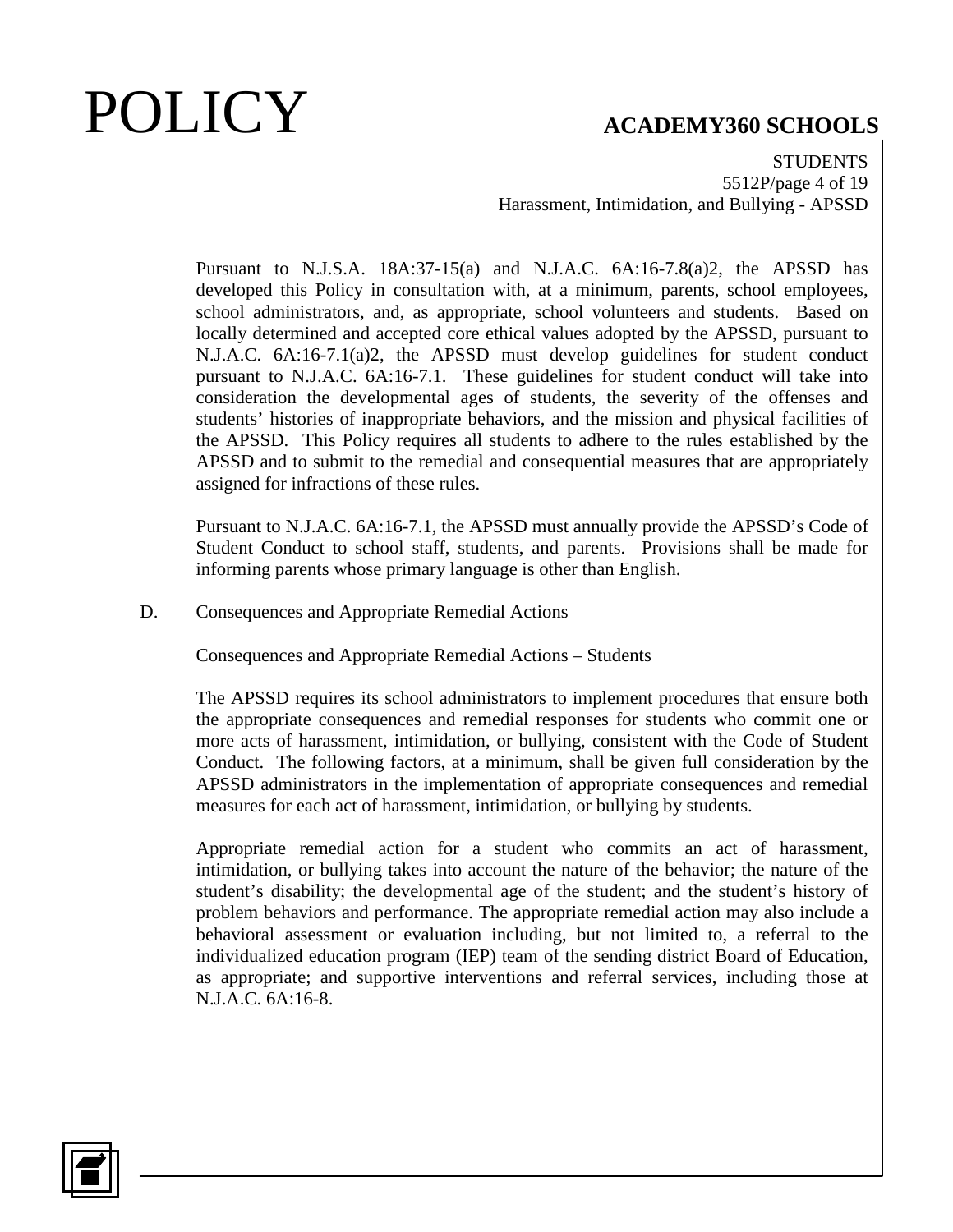Pursuant to N.J.S.A. 18A:37-15(a) and N.J.A.C. 6A:16-7.8(a)2, the APSSD has developed this Policy in consultation with, at a minimum, parents, school employees, school administrators, and, as appropriate, school volunteers and students. Based on locally determined and accepted core ethical values adopted by the APSSD, pursuant to N.J.A.C. 6A:16-7.1(a)2, the APSSD must develop guidelines for student conduct pursuant to N.J.A.C. 6A:16-7.1. These guidelines for student conduct will take into consideration the developmental ages of students, the severity of the offenses and students' histories of inappropriate behaviors, and the mission and physical facilities of the APSSD. This Policy requires all students to adhere to the rules established by the APSSD and to submit to the remedial and consequential measures that are appropriately assigned for infractions of these rules.

Pursuant to N.J.A.C. 6A:16-7.1, the APSSD must annually provide the APSSD's Code of Student Conduct to school staff, students, and parents. Provisions shall be made for informing parents whose primary language is other than English.

D. Consequences and Appropriate Remedial Actions

Consequences and Appropriate Remedial Actions – Students

The APSSD requires its school administrators to implement procedures that ensure both the appropriate consequences and remedial responses for students who commit one or more acts of harassment, intimidation, or bullying, consistent with the Code of Student Conduct. The following factors, at a minimum, shall be given full consideration by the APSSD administrators in the implementation of appropriate consequences and remedial measures for each act of harassment, intimidation, or bullying by students.

Appropriate remedial action for a student who commits an act of harassment, intimidation, or bullying takes into account the nature of the behavior; the nature of the student's disability; the developmental age of the student; and the student's history of problem behaviors and performance. The appropriate remedial action may also include a behavioral assessment or evaluation including, but not limited to, a referral to the individualized education program (IEP) team of the sending district Board of Education, as appropriate; and supportive interventions and referral services, including those at N.J.A.C. 6A:16-8.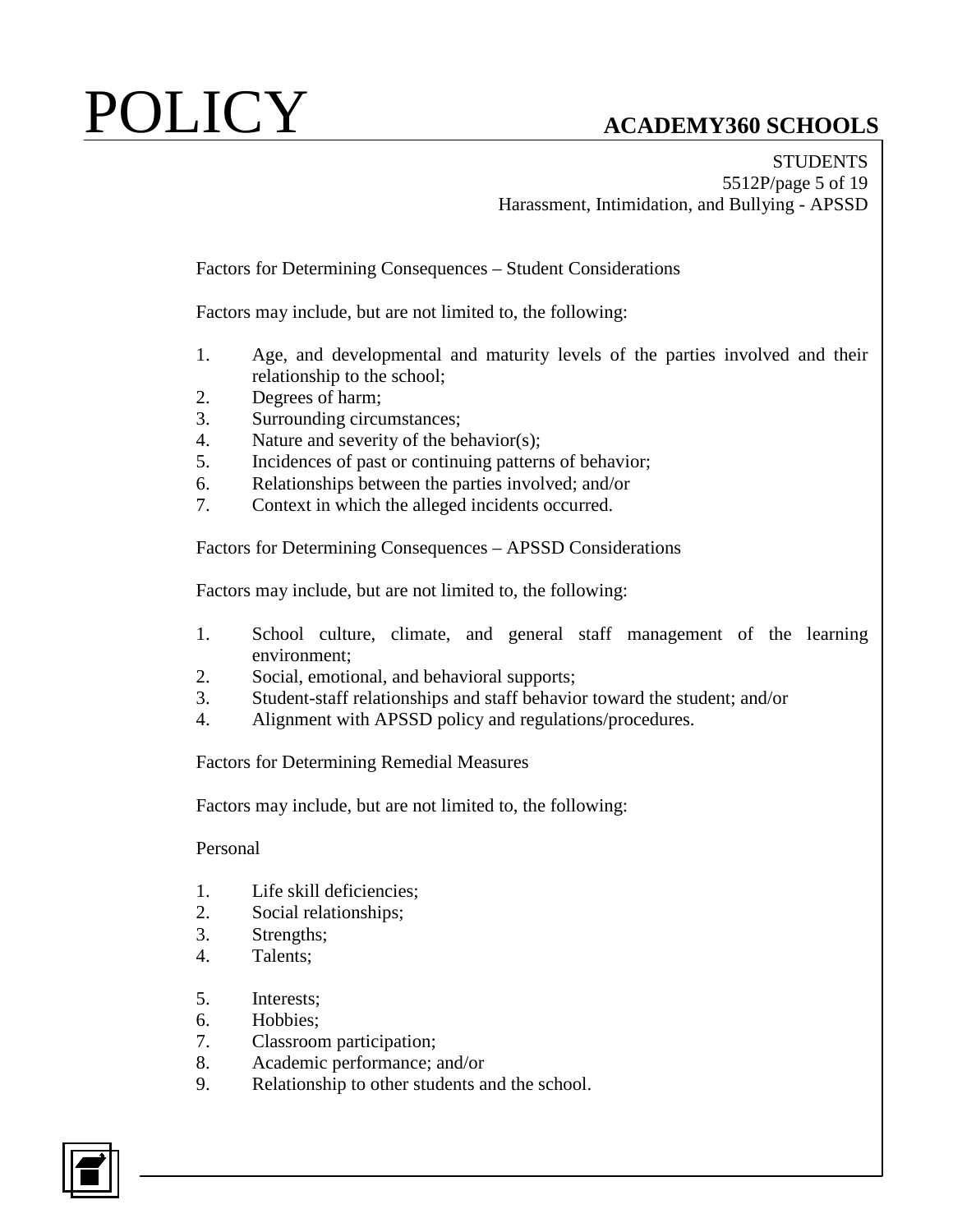Factors for Determining Consequences – Student Considerations

Factors may include, but are not limited to, the following:

1. Age, and developmental and maturity levels of the parties involved and their relationship to the school;
2. Degrees of harm;
3. Surrounding circumstances;
4. Nature and severity of the behavior(s);
5. Incidences of past or continuing patterns of behavior;
6. Relationships between the parties involved; and/or
7. Context in which the alleged incidents occurred.

Factors for Determining Consequences – APSSD Considerations

Factors may include, but are not limited to, the following:

1. School culture, climate, and general staff management of the learning environment;
2. Social, emotional, and behavioral supports;
3. Student-staff relationships and staff behavior toward the student; and/or
4. Alignment with APSSD policy and regulations/procedures.

Factors for Determining Remedial Measures

Factors may include, but are not limited to, the following:

Personal

1. Life skill deficiencies;
2. Social relationships;
3. Strengths;
4. Talents;
5. Interests;
6. Hobbies;
7. Classroom participation;
8. Academic performance; and/or
9. Relationship to other students and the school.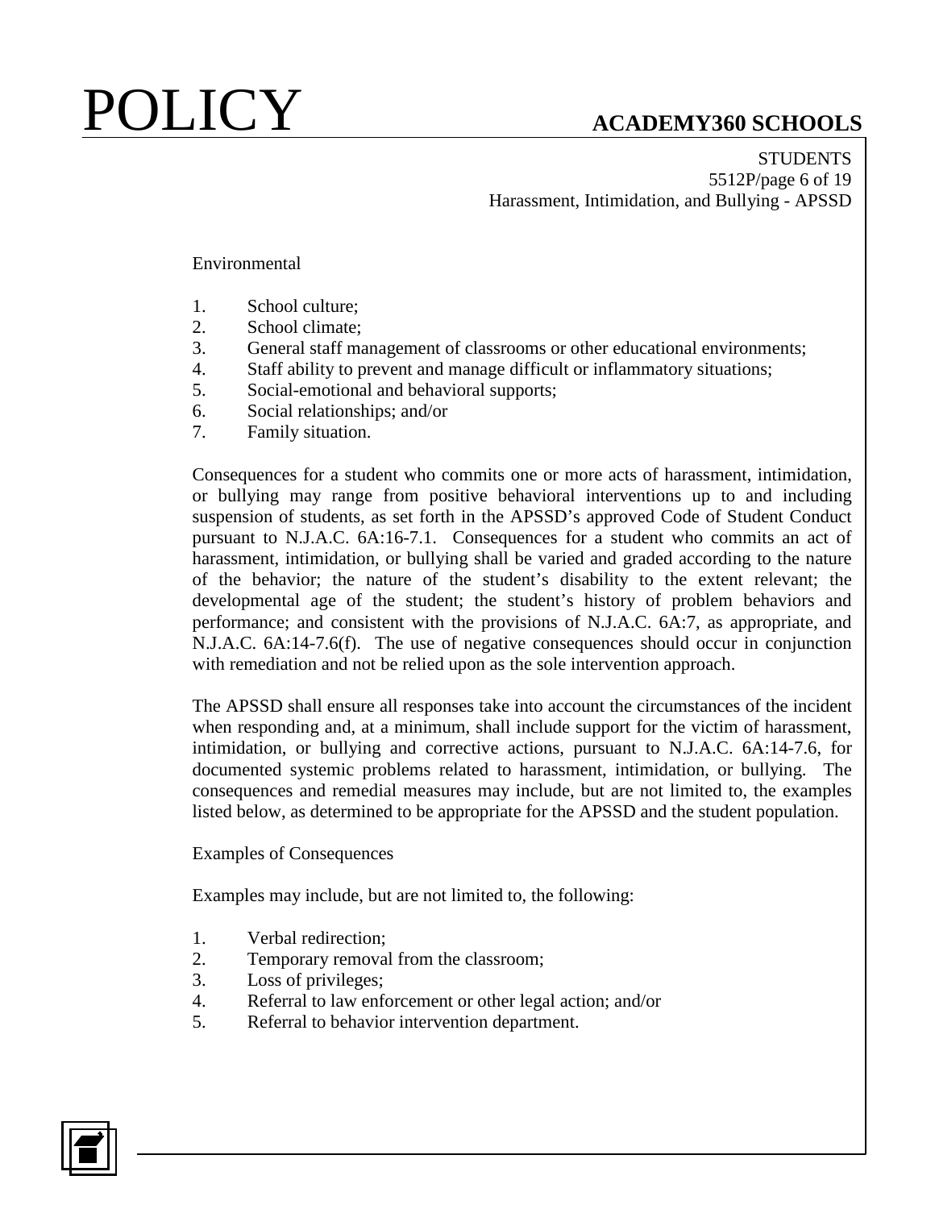Environmental

1. School culture;
2. School climate;
3. General staff management of classrooms or other educational environments;
4. Staff ability to prevent and manage difficult or inflammatory situations;
5. Social-emotional and behavioral supports;
6. Social relationships; and/or
7. Family situation.

Consequences for a student who commits one or more acts of harassment, intimidation, or bullying may range from positive behavioral interventions up to and including suspension of students, as set forth in the APSSD's approved Code of Student Conduct pursuant to N.J.A.C. 6A:16-7.1. Consequences for a student who commits an act of harassment, intimidation, or bullying shall be varied and graded according to the nature of the behavior; the nature of the student's disability to the extent relevant; the developmental age of the student; the student's history of problem behaviors and performance; and consistent with the provisions of N.J.A.C. 6A:7, as appropriate, and N.J.A.C. 6A:14-7.6(f). The use of negative consequences should occur in conjunction with remediation and not be relied upon as the sole intervention approach.

The APSSD shall ensure all responses take into account the circumstances of the incident when responding and, at a minimum, shall include support for the victim of harassment, intimidation, or bullying and corrective actions, pursuant to N.J.A.C. 6A:14-7.6, for documented systemic problems related to harassment, intimidation, or bullying. The consequences and remedial measures may include, but are not limited to, the examples listed below, as determined to be appropriate for the APSSD and the student population.

Examples of Consequences

Examples may include, but are not limited to, the following:

1. Verbal redirection;
2. Temporary removal from the classroom;
3. Loss of privileges;
4. Referral to law enforcement or other legal action; and/or
5. Referral to behavior intervention department.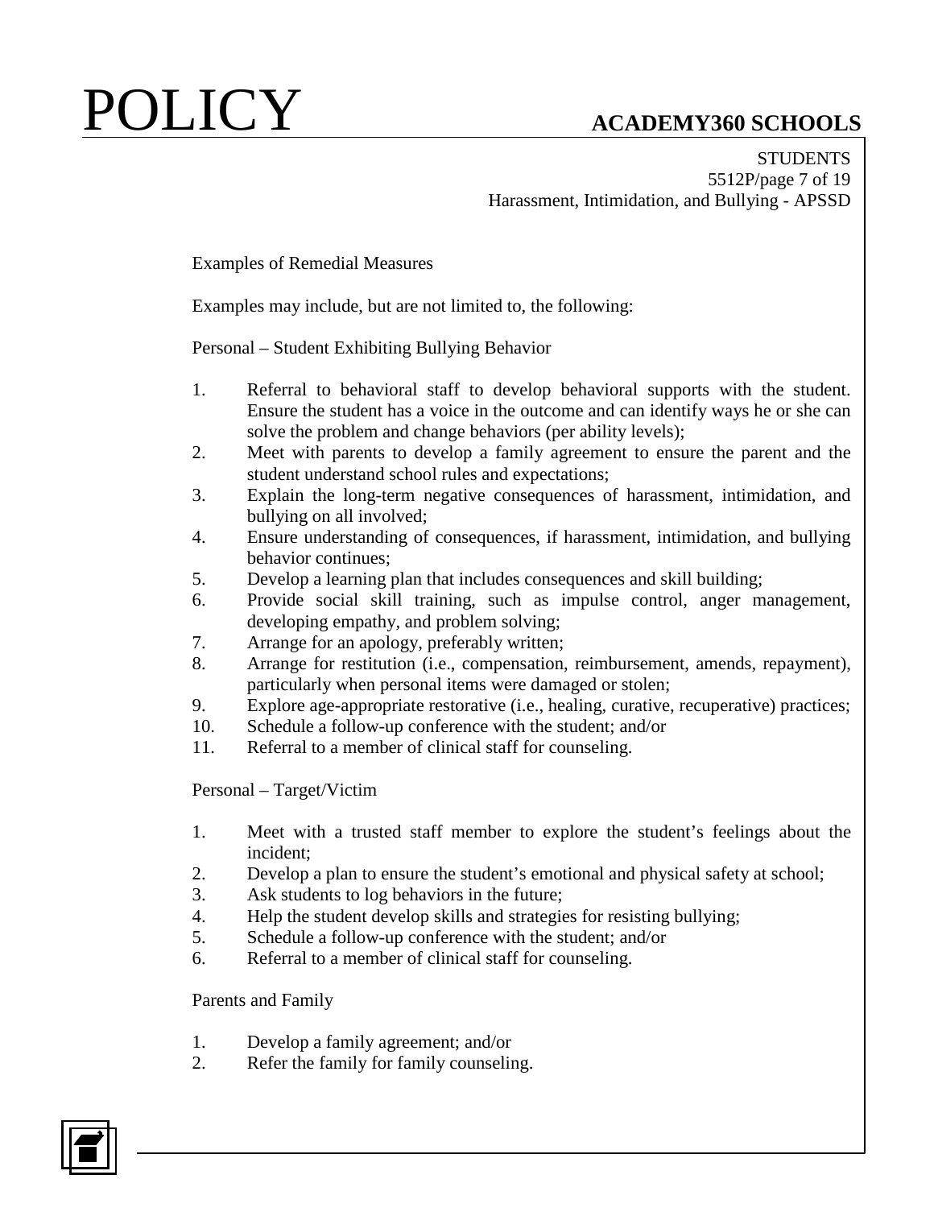Examples of Remedial Measures

Examples may include, but are not limited to, the following:

Personal – Student Exhibiting Bullying Behavior

1. Referral to behavioral staff to develop behavioral supports with the student. Ensure the student has a voice in the outcome and can identify ways he or she can solve the problem and change behaviors (per ability levels);
2. Meet with parents to develop a family agreement to ensure the parent and the student understand school rules and expectations;
3. Explain the long-term negative consequences of harassment, intimidation, and bullying on all involved;
4. Ensure understanding of consequences, if harassment, intimidation, and bullying behavior continues;
5. Develop a learning plan that includes consequences and skill building;
6. Provide social skill training, such as impulse control, anger management, developing empathy, and problem solving;
7. Arrange for an apology, preferably written;
8. Arrange for restitution (i.e., compensation, reimbursement, amends, repayment), particularly when personal items were damaged or stolen;
9. Explore age-appropriate restorative (i.e., healing, curative, recuperative) practices;
10. Schedule a follow-up conference with the student; and/or
11. Referral to a member of clinical staff for counseling.

Personal – Target/Victim

1. Meet with a trusted staff member to explore the student's feelings about the incident;
2. Develop a plan to ensure the student's emotional and physical safety at school;
3. Ask students to log behaviors in the future;
4. Help the student develop skills and strategies for resisting bullying;
5. Schedule a follow-up conference with the student; and/or
6. Referral to a member of clinical staff for counseling.

Parents and Family

1. Develop a family agreement; and/or
2. Refer the family for family counseling.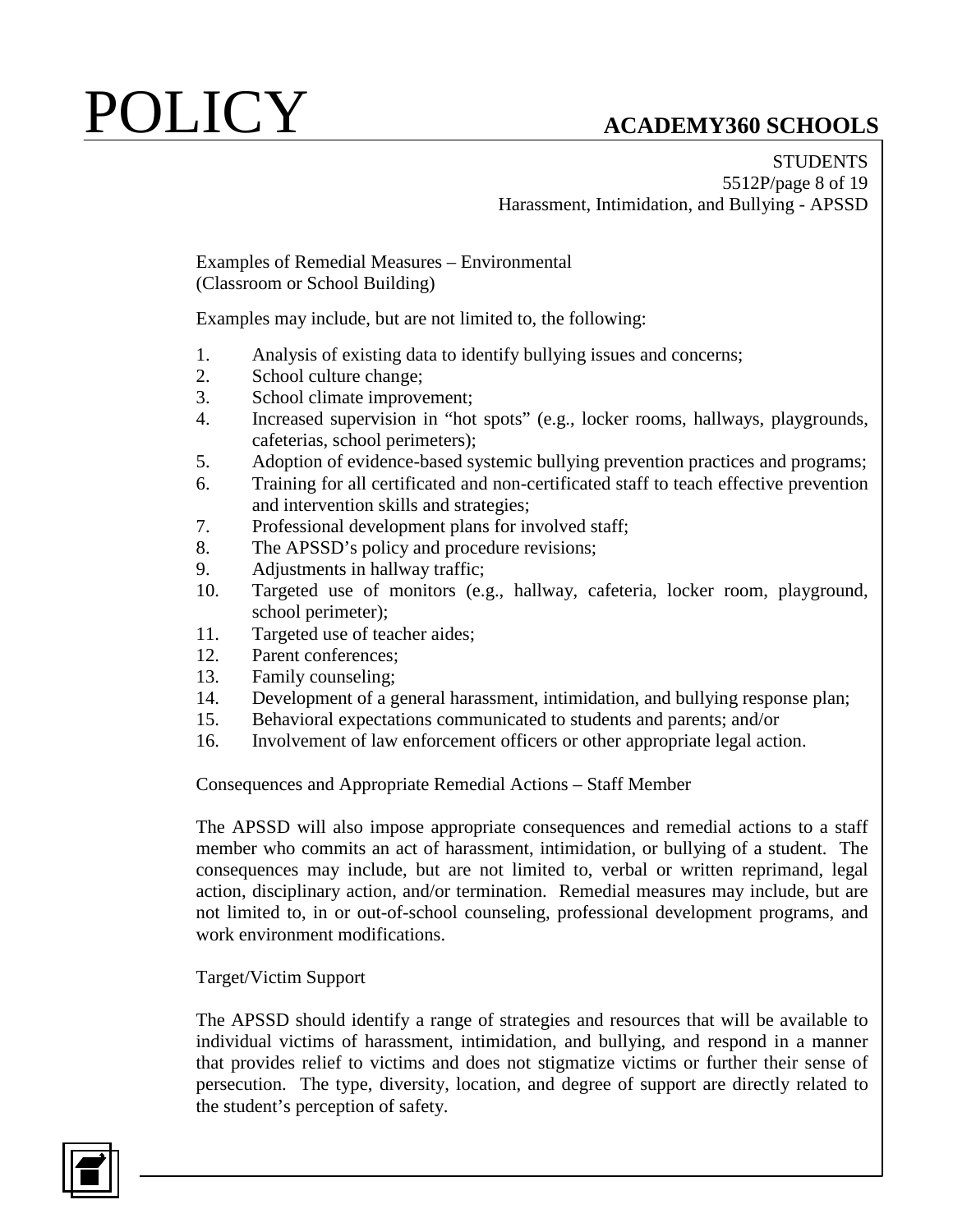Examples of Remedial Measures – Environmental
(Classroom or School Building)

Examples may include, but are not limited to, the following:

1. Analysis of existing data to identify bullying issues and concerns;
2. School culture change;
3. School climate improvement;
4. Increased supervision in "hot spots" (e.g., locker rooms, hallways, playgrounds, cafeterias, school perimeters);
5. Adoption of evidence-based systemic bullying prevention practices and programs;
6. Training for all certificated and non-certificated staff to teach effective prevention and intervention skills and strategies;
7. Professional development plans for involved staff;
8. The APSSD's policy and procedure revisions;
9. Adjustments in hallway traffic;
10. Targeted use of monitors (e.g., hallway, cafeteria, locker room, playground, school perimeter);
11. Targeted use of teacher aides;
12. Parent conferences;
13. Family counseling;
14. Development of a general harassment, intimidation, and bullying response plan;
15. Behavioral expectations communicated to students and parents; and/or
16. Involvement of law enforcement officers or other appropriate legal action.

Consequences and Appropriate Remedial Actions – Staff Member

The APSSD will also impose appropriate consequences and remedial actions to a staff member who commits an act of harassment, intimidation, or bullying of a student. The consequences may include, but are not limited to, verbal or written reprimand, legal action, disciplinary action, and/or termination. Remedial measures may include, but are not limited to, in or out-of-school counseling, professional development programs, and work environment modifications.

Target/Victim Support

The APSSD should identify a range of strategies and resources that will be available to individual victims of harassment, intimidation, and bullying, and respond in a manner that provides relief to victims and does not stigmatize victims or further their sense of persecution. The type, diversity, location, and degree of support are directly related to the student's perception of safety.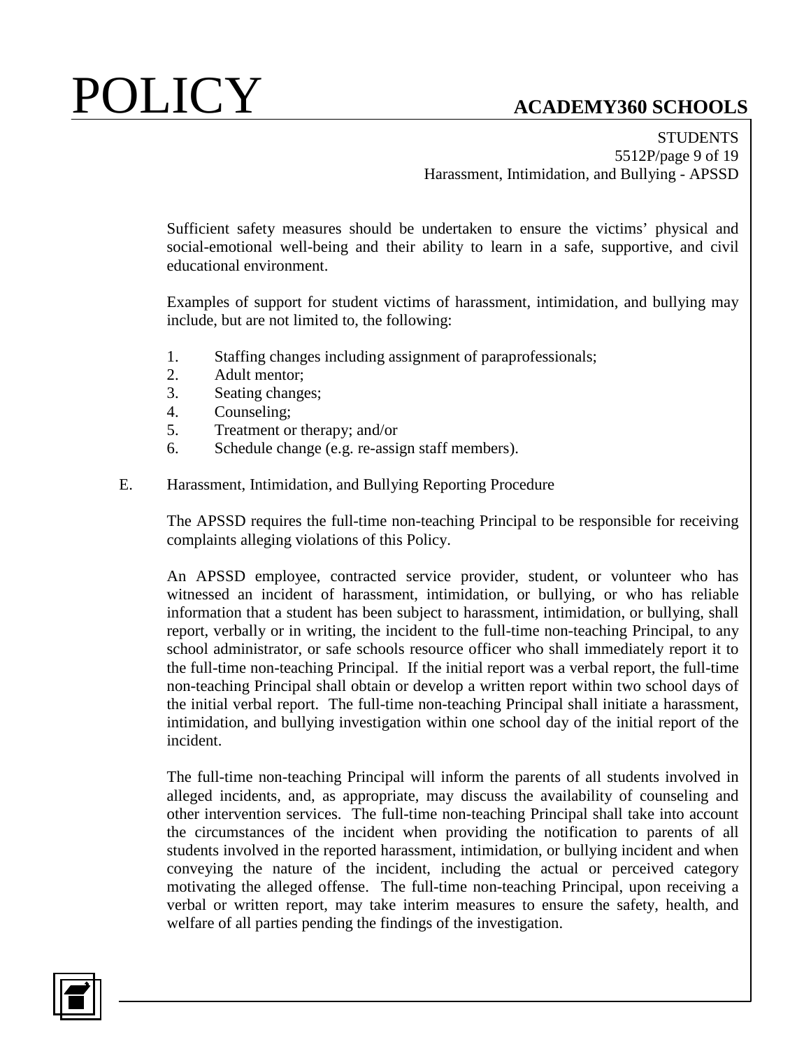Sufficient safety measures should be undertaken to ensure the victims' physical and social-emotional well-being and their ability to learn in a safe, supportive, and civil educational environment.

Examples of support for student victims of harassment, intimidation, and bullying may include, but are not limited to, the following:

1. Staffing changes including assignment of paraprofessionals;
2. Adult mentor;
3. Seating changes;
4. Counseling;
5. Treatment or therapy; and/or
6. Schedule change (e.g. re-assign staff members).

E. Harassment, Intimidation, and Bullying Reporting Procedure

The APSSD requires the full-time non-teaching Principal to be responsible for receiving complaints alleging violations of this Policy.

An APSSD employee, contracted service provider, student, or volunteer who has witnessed an incident of harassment, intimidation, or bullying, or who has reliable information that a student has been subject to harassment, intimidation, or bullying, shall report, verbally or in writing, the incident to the full-time non-teaching Principal, to any school administrator, or safe schools resource officer who shall immediately report it to the full-time non-teaching Principal. If the initial report was a verbal report, the full-time non-teaching Principal shall obtain or develop a written report within two school days of the initial verbal report. The full-time non-teaching Principal shall initiate a harassment, intimidation, and bullying investigation within one school day of the initial report of the incident.

The full-time non-teaching Principal will inform the parents of all students involved in alleged incidents, and, as appropriate, may discuss the availability of counseling and other intervention services. The full-time non-teaching Principal shall take into account the circumstances of the incident when providing the notification to parents of all students involved in the reported harassment, intimidation, or bullying incident and when conveying the nature of the incident, including the actual or perceived category motivating the alleged offense. The full-time non-teaching Principal, upon receiving a verbal or written report, may take interim measures to ensure the safety, health, and welfare of all parties pending the findings of the investigation.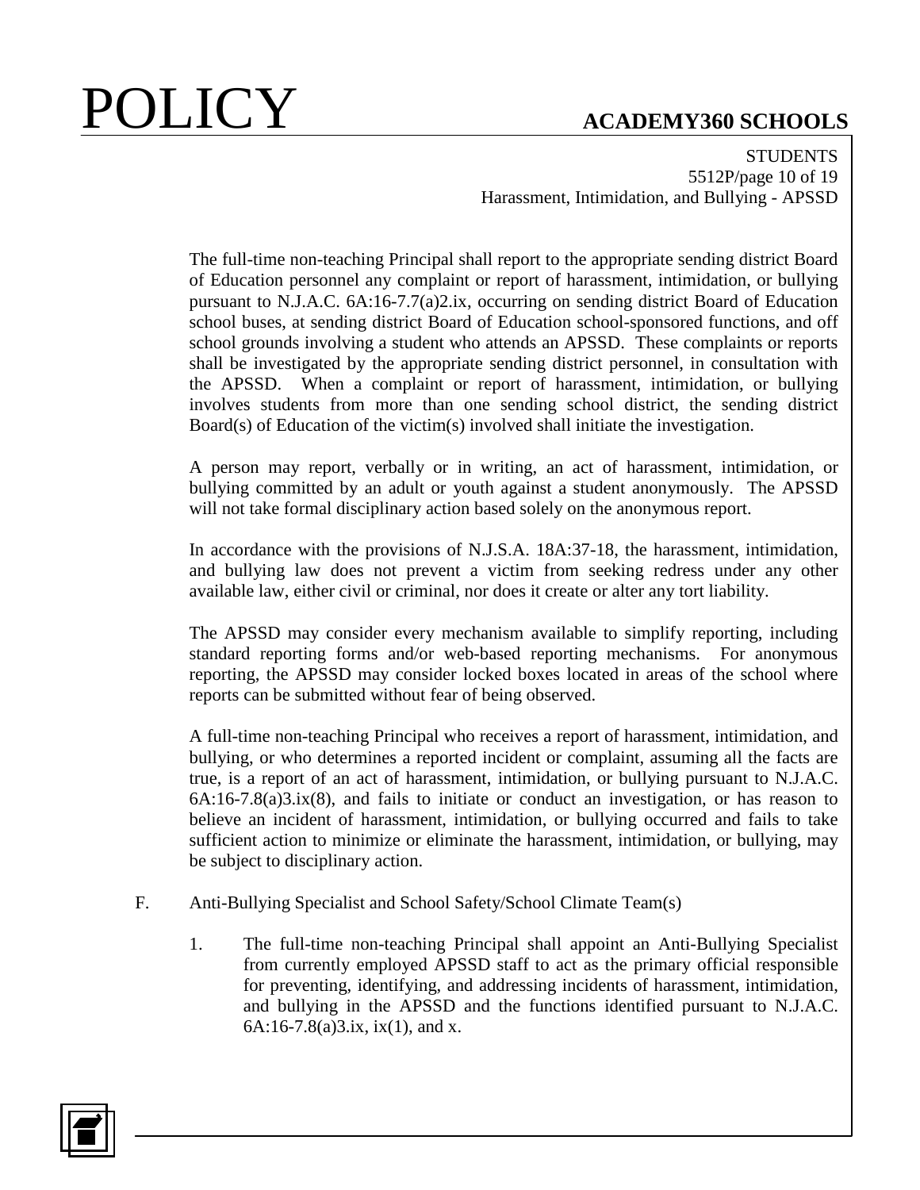The full-time non-teaching Principal shall report to the appropriate sending district Board of Education personnel any complaint or report of harassment, intimidation, or bullying pursuant to N.J.A.C. 6A:16-7.7(a)2.ix, occurring on sending district Board of Education school buses, at sending district Board of Education school-sponsored functions, and off school grounds involving a student who attends an APSSD. These complaints or reports shall be investigated by the appropriate sending district personnel, in consultation with the APSSD. When a complaint or report of harassment, intimidation, or bullying involves students from more than one sending school district, the sending district Board(s) of Education of the victim(s) involved shall initiate the investigation.

A person may report, verbally or in writing, an act of harassment, intimidation, or bullying committed by an adult or youth against a student anonymously. The APSSD will not take formal disciplinary action based solely on the anonymous report.

In accordance with the provisions of N.J.S.A. 18A:37-18, the harassment, intimidation, and bullying law does not prevent a victim from seeking redress under any other available law, either civil or criminal, nor does it create or alter any tort liability.

The APSSD may consider every mechanism available to simplify reporting, including standard reporting forms and/or web-based reporting mechanisms. For anonymous reporting, the APSSD may consider locked boxes located in areas of the school where reports can be submitted without fear of being observed.

A full-time non-teaching Principal who receives a report of harassment, intimidation, and bullying, or who determines a reported incident or complaint, assuming all the facts are true, is a report of an act of harassment, intimidation, or bullying pursuant to N.J.A.C. 6A:16-7.8(a)3.ix(8), and fails to initiate or conduct an investigation, or has reason to believe an incident of harassment, intimidation, or bullying occurred and fails to take sufficient action to minimize or eliminate the harassment, intimidation, or bullying, may be subject to disciplinary action.

F. Anti-Bullying Specialist and School Safety/School Climate Team(s)

1. The full-time non-teaching Principal shall appoint an Anti-Bullying Specialist from currently employed APSSD staff to act as the primary official responsible for preventing, identifying, and addressing incidents of harassment, intimidation, and bullying in the APSSD and the functions identified pursuant to N.J.A.C. 6A:16-7.8(a)3.ix, ix(1), and x.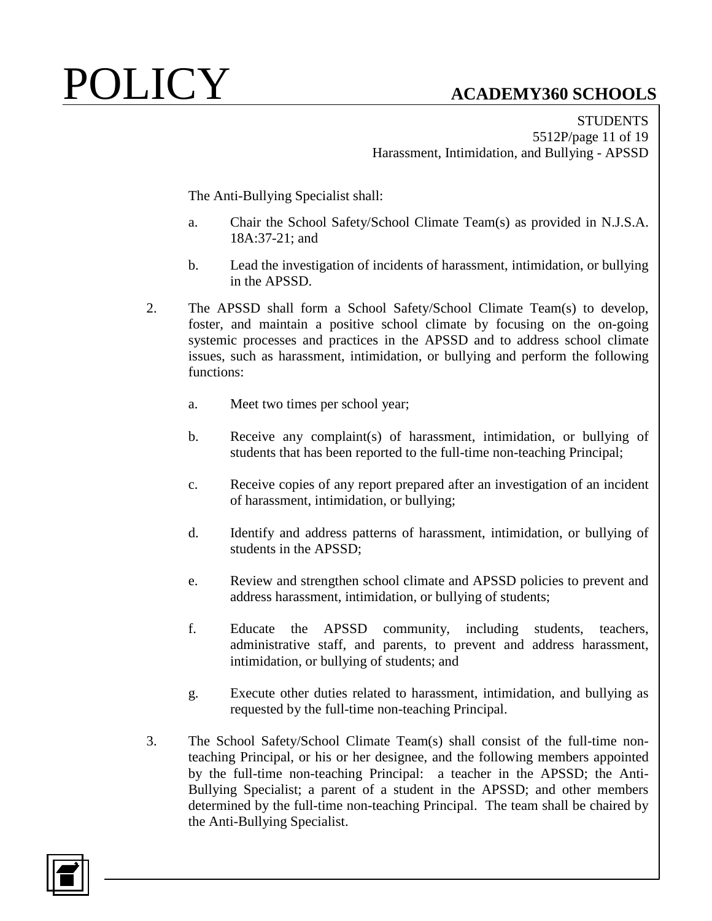The Anti-Bullying Specialist shall:

a. Chair the School Safety/School Climate Team(s) as provided in N.J.S.A. 18A:37-21; and

b. Lead the investigation of incidents of harassment, intimidation, or bullying in the APSSD.

2. The APSSD shall form a School Safety/School Climate Team(s) to develop, foster, and maintain a positive school climate by focusing on the on-going systemic processes and practices in the APSSD and to address school climate issues, such as harassment, intimidation, or bullying and perform the following functions:

   a. Meet two times per school year;

   b. Receive any complaint(s) of harassment, intimidation, or bullying of students that has been reported to the full-time non-teaching Principal;

   c. Receive copies of any report prepared after an investigation of an incident of harassment, intimidation, or bullying;

   d. Identify and address patterns of harassment, intimidation, or bullying of students in the APSSD;

   e. Review and strengthen school climate and APSSD policies to prevent and address harassment, intimidation, or bullying of students;

   f. Educate the APSSD community, including students, teachers, administrative staff, and parents, to prevent and address harassment, intimidation, or bullying of students; and

   g. Execute other duties related to harassment, intimidation, and bullying as requested by the full-time non-teaching Principal.

3. The School Safety/School Climate Team(s) shall consist of the full-time non-teaching Principal, or his or her designee, and the following members appointed by the full-time non-teaching Principal: a teacher in the APSSD; the Anti-Bullying Specialist; a parent of a student in the APSSD; and other members determined by the full-time non-teaching Principal. The team shall be chaired by the Anti-Bullying Specialist.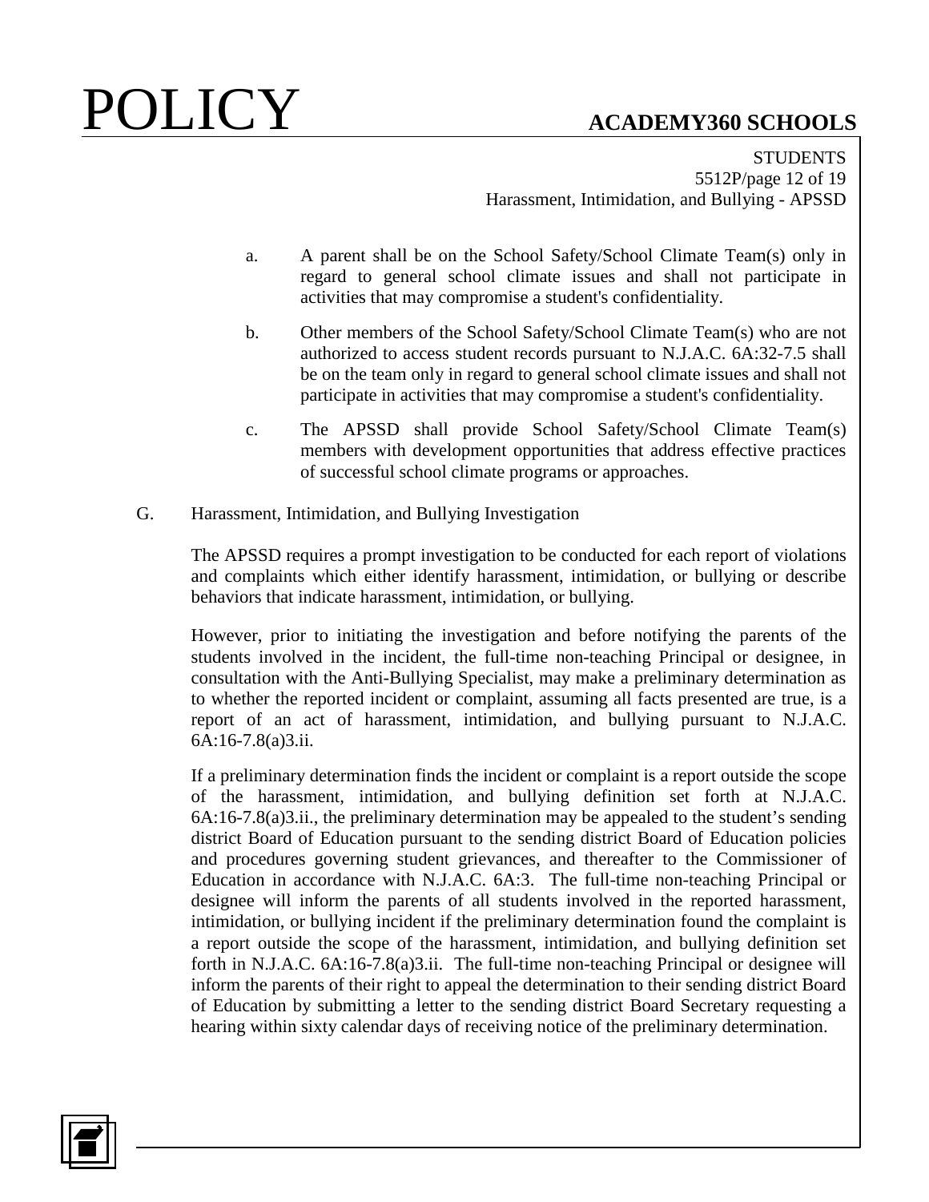a. A parent shall be on the School Safety/School Climate Team(s) only in regard to general school climate issues and shall not participate in activities that may compromise a student's confidentiality.

b. Other members of the School Safety/School Climate Team(s) who are not authorized to access student records pursuant to N.J.A.C. 6A:32-7.5 shall be on the team only in regard to general school climate issues and shall not participate in activities that may compromise a student's confidentiality.

c. The APSSD shall provide School Safety/School Climate Team(s) members with development opportunities that address effective practices of successful school climate programs or approaches.

G. Harassment, Intimidation, and Bullying Investigation

The APSSD requires a prompt investigation to be conducted for each report of violations and complaints which either identify harassment, intimidation, or bullying or describe behaviors that indicate harassment, intimidation, or bullying.

However, prior to initiating the investigation and before notifying the parents of the students involved in the incident, the full-time non-teaching Principal or designee, in consultation with the Anti-Bullying Specialist, may make a preliminary determination as to whether the reported incident or complaint, assuming all facts presented are true, is a report of an act of harassment, intimidation, and bullying pursuant to N.J.A.C. 6A:16-7.8(a)3.ii.

If a preliminary determination finds the incident or complaint is a report outside the scope of the harassment, intimidation, and bullying definition set forth at N.J.A.C. 6A:16-7.8(a)3.ii., the preliminary determination may be appealed to the student's sending district Board of Education pursuant to the sending district Board of Education policies and procedures governing student grievances, and thereafter to the Commissioner of Education in accordance with N.J.A.C. 6A:3. The full-time non-teaching Principal or designee will inform the parents of all students involved in the reported harassment, intimidation, or bullying incident if the preliminary determination found the complaint is a report outside the scope of the harassment, intimidation, and bullying definition set forth in N.J.A.C. 6A:16-7.8(a)3.ii. The full-time non-teaching Principal or designee will inform the parents of their right to appeal the determination to their sending district Board of Education by submitting a letter to the sending district Board Secretary requesting a hearing within sixty calendar days of receiving notice of the preliminary determination.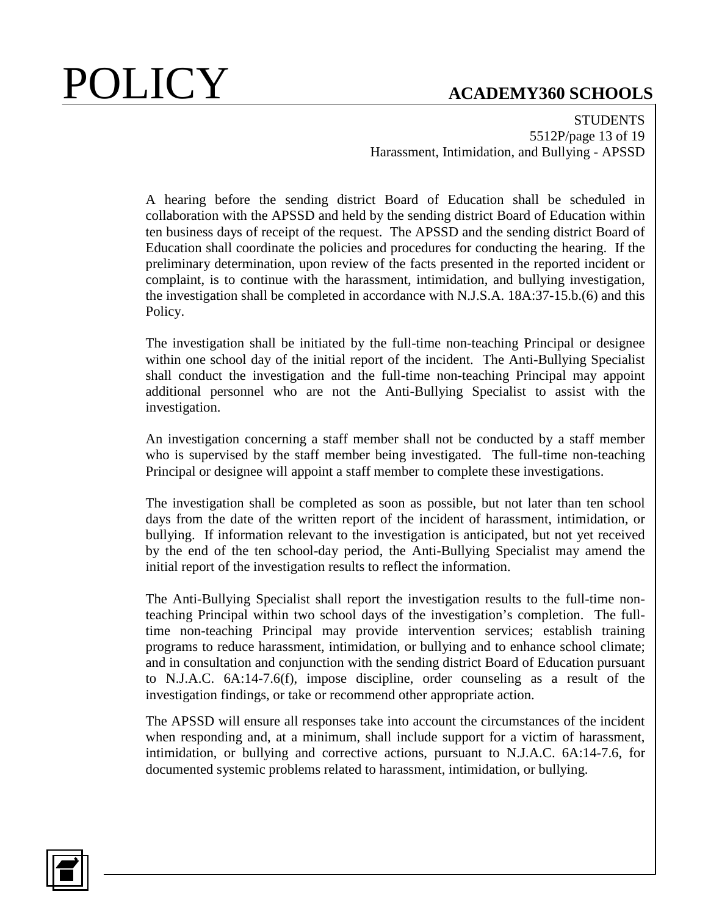A hearing before the sending district Board of Education shall be scheduled in collaboration with the APSSD and held by the sending district Board of Education within ten business days of receipt of the request. The APSSD and the sending district Board of Education shall coordinate the policies and procedures for conducting the hearing. If the preliminary determination, upon review of the facts presented in the reported incident or complaint, is to continue with the harassment, intimidation, and bullying investigation, the investigation shall be completed in accordance with N.J.S.A. 18A:37-15.b.(6) and this Policy.

The investigation shall be initiated by the full-time non-teaching Principal or designee within one school day of the initial report of the incident. The Anti-Bullying Specialist shall conduct the investigation and the full-time non-teaching Principal may appoint additional personnel who are not the Anti-Bullying Specialist to assist with the investigation.

An investigation concerning a staff member shall not be conducted by a staff member who is supervised by the staff member being investigated. The full-time non-teaching Principal or designee will appoint a staff member to complete these investigations.

The investigation shall be completed as soon as possible, but not later than ten school days from the date of the written report of the incident of harassment, intimidation, or bullying. If information relevant to the investigation is anticipated, but not yet received by the end of the ten school-day period, the Anti-Bullying Specialist may amend the initial report of the investigation results to reflect the information.

The Anti-Bullying Specialist shall report the investigation results to the full-time non-teaching Principal within two school days of the investigation's completion. The full-time non-teaching Principal may provide intervention services; establish training programs to reduce harassment, intimidation, or bullying and to enhance school climate; and in consultation and conjunction with the sending district Board of Education pursuant to N.J.A.C. 6A:14-7.6(f), impose discipline, order counseling as a result of the investigation findings, or take or recommend other appropriate action.

The APSSD will ensure all responses take into account the circumstances of the incident when responding and, at a minimum, shall include support for a victim of harassment, intimidation, or bullying and corrective actions, pursuant to N.J.A.C. 6A:14-7.6, for documented systemic problems related to harassment, intimidation, or bullying.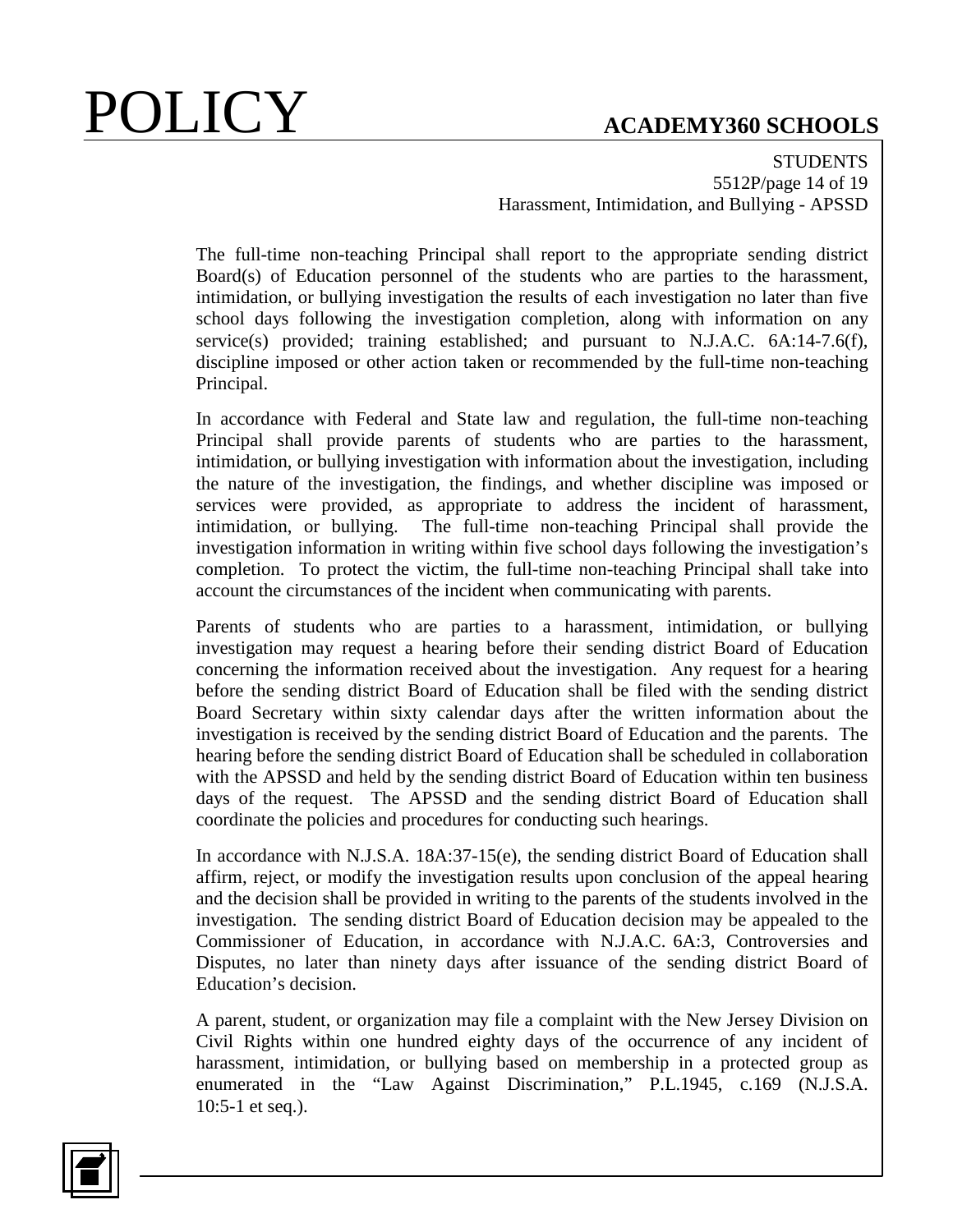The full-time non-teaching Principal shall report to the appropriate sending district Board(s) of Education personnel of the students who are parties to the harassment, intimidation, or bullying investigation the results of each investigation no later than five school days following the investigation completion, along with information on any service(s) provided; training established; and pursuant to N.J.A.C. 6A:14-7.6(f), discipline imposed or other action taken or recommended by the full-time non-teaching Principal.

In accordance with Federal and State law and regulation, the full-time non-teaching Principal shall provide parents of students who are parties to the harassment, intimidation, or bullying investigation with information about the investigation, including the nature of the investigation, the findings, and whether discipline was imposed or services were provided, as appropriate to address the incident of harassment, intimidation, or bullying. The full-time non-teaching Principal shall provide the investigation information in writing within five school days following the investigation's completion. To protect the victim, the full-time non-teaching Principal shall take into account the circumstances of the incident when communicating with parents.

Parents of students who are parties to a harassment, intimidation, or bullying investigation may request a hearing before their sending district Board of Education concerning the information received about the investigation. Any request for a hearing before the sending district Board of Education shall be filed with the sending district Board Secretary within sixty calendar days after the written information about the investigation is received by the sending district Board of Education and the parents. The hearing before the sending district Board of Education shall be scheduled in collaboration with the APSSD and held by the sending district Board of Education within ten business days of the request. The APSSD and the sending district Board of Education shall coordinate the policies and procedures for conducting such hearings.

In accordance with N.J.S.A. 18A:37-15(e), the sending district Board of Education shall affirm, reject, or modify the investigation results upon conclusion of the appeal hearing and the decision shall be provided in writing to the parents of the students involved in the investigation. The sending district Board of Education decision may be appealed to the Commissioner of Education, in accordance with N.J.A.C. 6A:3, Controversies and Disputes, no later than ninety days after issuance of the sending district Board of Education's decision.

A parent, student, or organization may file a complaint with the New Jersey Division on Civil Rights within one hundred eighty days of the occurrence of any incident of harassment, intimidation, or bullying based on membership in a protected group as enumerated in the "Law Against Discrimination," P.L.1945, c.169 (N.J.S.A. 10:5-1 et seq.).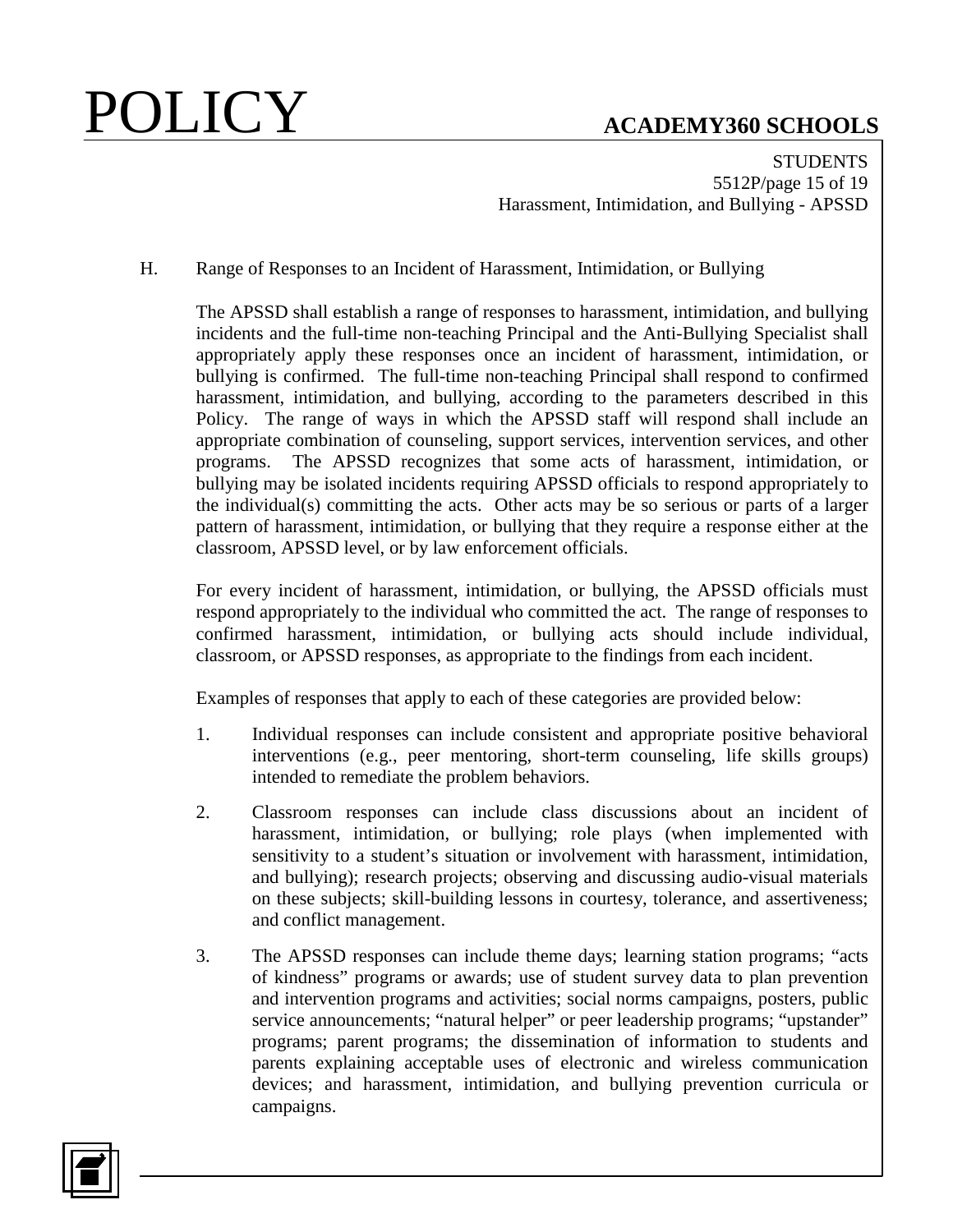H. Range of Responses to an Incident of Harassment, Intimidation, or Bullying

The APSSD shall establish a range of responses to harassment, intimidation, and bullying incidents and the full-time non-teaching Principal and the Anti-Bullying Specialist shall appropriately apply these responses once an incident of harassment, intimidation, or bullying is confirmed. The full-time non-teaching Principal shall respond to confirmed harassment, intimidation, and bullying, according to the parameters described in this Policy. The range of ways in which the APSSD staff will respond shall include an appropriate combination of counseling, support services, intervention services, and other programs. The APSSD recognizes that some acts of harassment, intimidation, or bullying may be isolated incidents requiring APSSD officials to respond appropriately to the individual(s) committing the acts. Other acts may be so serious or parts of a larger pattern of harassment, intimidation, or bullying that they require a response either at the classroom, APSSD level, or by law enforcement officials.

For every incident of harassment, intimidation, or bullying, the APSSD officials must respond appropriately to the individual who committed the act. The range of responses to confirmed harassment, intimidation, or bullying acts should include individual, classroom, or APSSD responses, as appropriate to the findings from each incident.

Examples of responses that apply to each of these categories are provided below:

1. Individual responses can include consistent and appropriate positive behavioral interventions (e.g., peer mentoring, short-term counseling, life skills groups) intended to remediate the problem behaviors.

2. Classroom responses can include class discussions about an incident of harassment, intimidation, or bullying; role plays (when implemented with sensitivity to a student's situation or involvement with harassment, intimidation, and bullying); research projects; observing and discussing audio-visual materials on these subjects; skill-building lessons in courtesy, tolerance, and assertiveness; and conflict management.

3. The APSSD responses can include theme days; learning station programs; "acts of kindness" programs or awards; use of student survey data to plan prevention and intervention programs and activities; social norms campaigns, posters, public service announcements; "natural helper" or peer leadership programs; "upstander" programs; parent programs; the dissemination of information to students and parents explaining acceptable uses of electronic and wireless communication devices; and harassment, intimidation, and bullying prevention curricula or campaigns.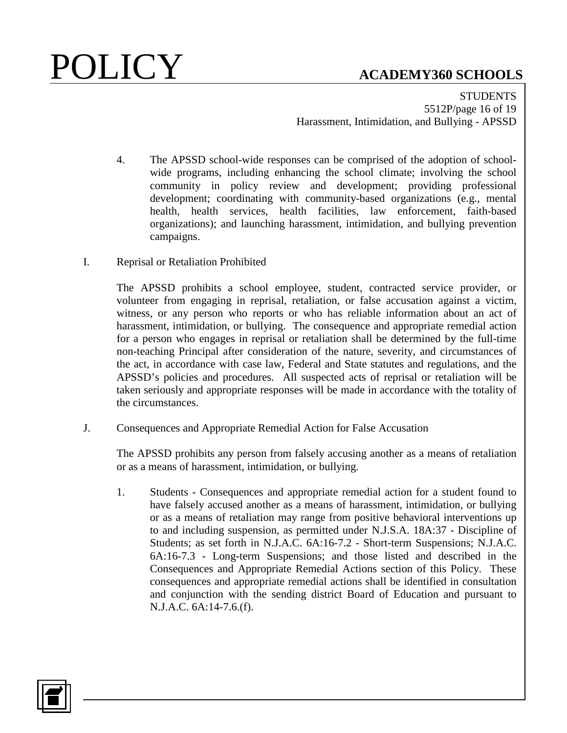4. The APSSD school-wide responses can be comprised of the adoption of school-wide programs, including enhancing the school climate; involving the school community in policy review and development; providing professional development; coordinating with community-based organizations (e.g., mental health, health services, health facilities, law enforcement, faith-based organizations); and launching harassment, intimidation, and bullying prevention campaigns.

I. Reprisal or Retaliation Prohibited

The APSSD prohibits a school employee, student, contracted service provider, or volunteer from engaging in reprisal, retaliation, or false accusation against a victim, witness, or any person who reports or who has reliable information about an act of harassment, intimidation, or bullying. The consequence and appropriate remedial action for a person who engages in reprisal or retaliation shall be determined by the full-time non-teaching Principal after consideration of the nature, severity, and circumstances of the act, in accordance with case law, Federal and State statutes and regulations, and the APSSD's policies and procedures. All suspected acts of reprisal or retaliation will be taken seriously and appropriate responses will be made in accordance with the totality of the circumstances.

J. Consequences and Appropriate Remedial Action for False Accusation

The APSSD prohibits any person from falsely accusing another as a means of retaliation or as a means of harassment, intimidation, or bullying.

1. Students - Consequences and appropriate remedial action for a student found to have falsely accused another as a means of harassment, intimidation, or bullying or as a means of retaliation may range from positive behavioral interventions up to and including suspension, as permitted under N.J.S.A. 18A:37 - Discipline of Students; as set forth in N.J.A.C. 6A:16-7.2 - Short-term Suspensions; N.J.A.C. 6A:16-7.3 - Long-term Suspensions; and those listed and described in the Consequences and Appropriate Remedial Actions section of this Policy. These consequences and appropriate remedial actions shall be identified in consultation and conjunction with the sending district Board of Education and pursuant to N.J.A.C. 6A:14-7.6.(f).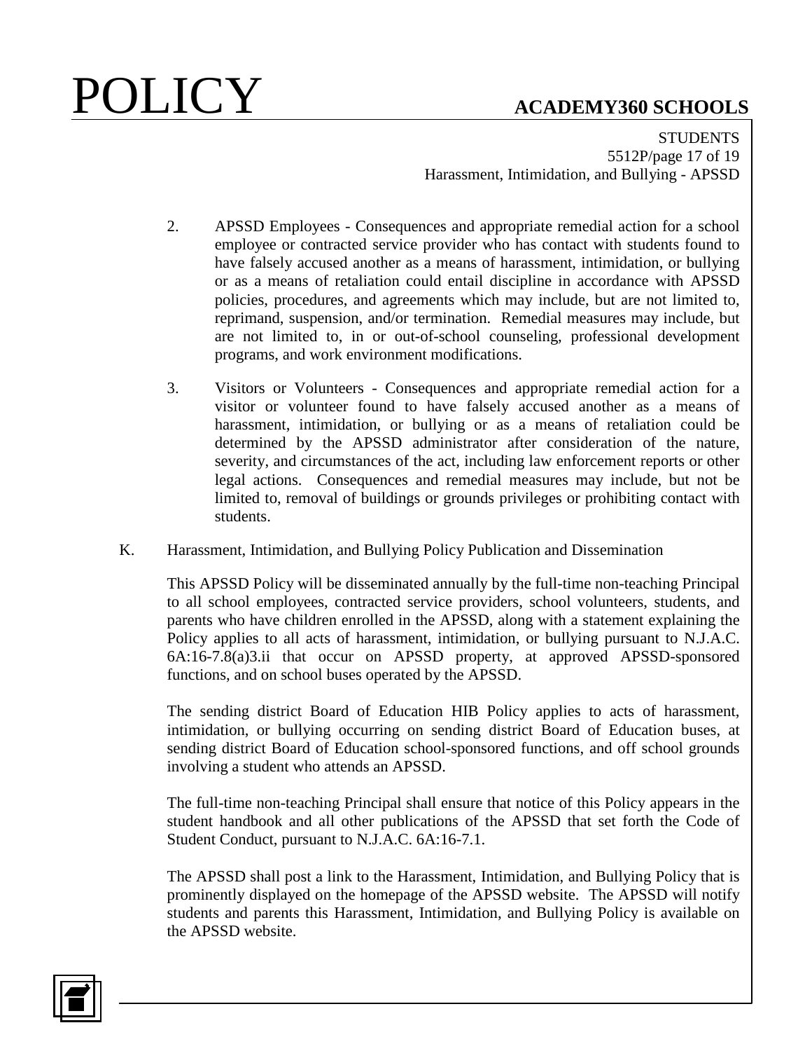2. APSSD Employees - Consequences and appropriate remedial action for a school employee or contracted service provider who has contact with students found to have falsely accused another as a means of harassment, intimidation, or bullying or as a means of retaliation could entail discipline in accordance with APSSD policies, procedures, and agreements which may include, but are not limited to, reprimand, suspension, and/or termination. Remedial measures may include, but are not limited to, in or out-of-school counseling, professional development programs, and work environment modifications.

3. Visitors or Volunteers - Consequences and appropriate remedial action for a visitor or volunteer found to have falsely accused another as a means of harassment, intimidation, or bullying or as a means of retaliation could be determined by the APSSD administrator after consideration of the nature, severity, and circumstances of the act, including law enforcement reports or other legal actions. Consequences and remedial measures may include, but not be limited to, removal of buildings or grounds privileges or prohibiting contact with students.

K. Harassment, Intimidation, and Bullying Policy Publication and Dissemination

This APSSD Policy will be disseminated annually by the full-time non-teaching Principal to all school employees, contracted service providers, school volunteers, students, and parents who have children enrolled in the APSSD, along with a statement explaining the Policy applies to all acts of harassment, intimidation, or bullying pursuant to N.J.A.C. 6A:16-7.8(a)3.ii that occur on APSSD property, at approved APSSD-sponsored functions, and on school buses operated by the APSSD.

The sending district Board of Education HIB Policy applies to acts of harassment, intimidation, or bullying occurring on sending district Board of Education buses, at sending district Board of Education school-sponsored functions, and off school grounds involving a student who attends an APSSD.

The full-time non-teaching Principal shall ensure that notice of this Policy appears in the student handbook and all other publications of the APSSD that set forth the Code of Student Conduct, pursuant to N.J.A.C. 6A:16-7.1.

The APSSD shall post a link to the Harassment, Intimidation, and Bullying Policy that is prominently displayed on the homepage of the APSSD website. The APSSD will notify students and parents this Harassment, Intimidation, and Bullying Policy is available on the APSSD website.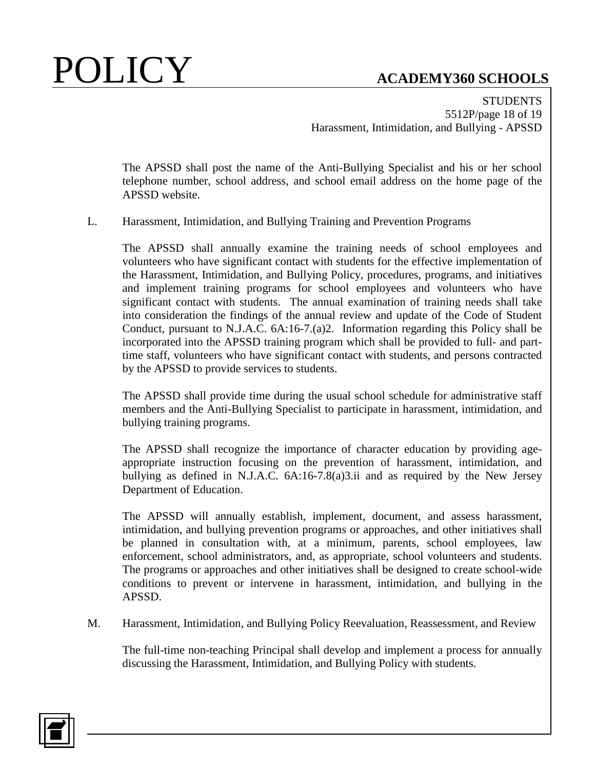The APSSD shall post the name of the Anti-Bullying Specialist and his or her school telephone number, school address, and school email address on the home page of the APSSD website.

L. Harassment, Intimidation, and Bullying Training and Prevention Programs

The APSSD shall annually examine the training needs of school employees and volunteers who have significant contact with students for the effective implementation of the Harassment, Intimidation, and Bullying Policy, procedures, programs, and initiatives and implement training programs for school employees and volunteers who have significant contact with students. The annual examination of training needs shall take into consideration the findings of the annual review and update of the Code of Student Conduct, pursuant to N.J.A.C. 6A:16-7.(a)2. Information regarding this Policy shall be incorporated into the APSSD training program which shall be provided to full- and part-time staff, volunteers who have significant contact with students, and persons contracted by the APSSD to provide services to students.

The APSSD shall provide time during the usual school schedule for administrative staff members and the Anti-Bullying Specialist to participate in harassment, intimidation, and bullying training programs.

The APSSD shall recognize the importance of character education by providing age-appropriate instruction focusing on the prevention of harassment, intimidation, and bullying as defined in N.J.A.C. 6A:16-7.8(a)3.ii and as required by the New Jersey Department of Education.

The APSSD will annually establish, implement, document, and assess harassment, intimidation, and bullying prevention programs or approaches, and other initiatives shall be planned in consultation with, at a minimum, parents, school employees, law enforcement, school administrators, and, as appropriate, school volunteers and students. The programs or approaches and other initiatives shall be designed to create school-wide conditions to prevent or intervene in harassment, intimidation, and bullying in the APSSD.

M. Harassment, Intimidation, and Bullying Policy Reevaluation, Reassessment, and Review

The full-time non-teaching Principal shall develop and implement a process for annually discussing the Harassment, Intimidation, and Bullying Policy with students.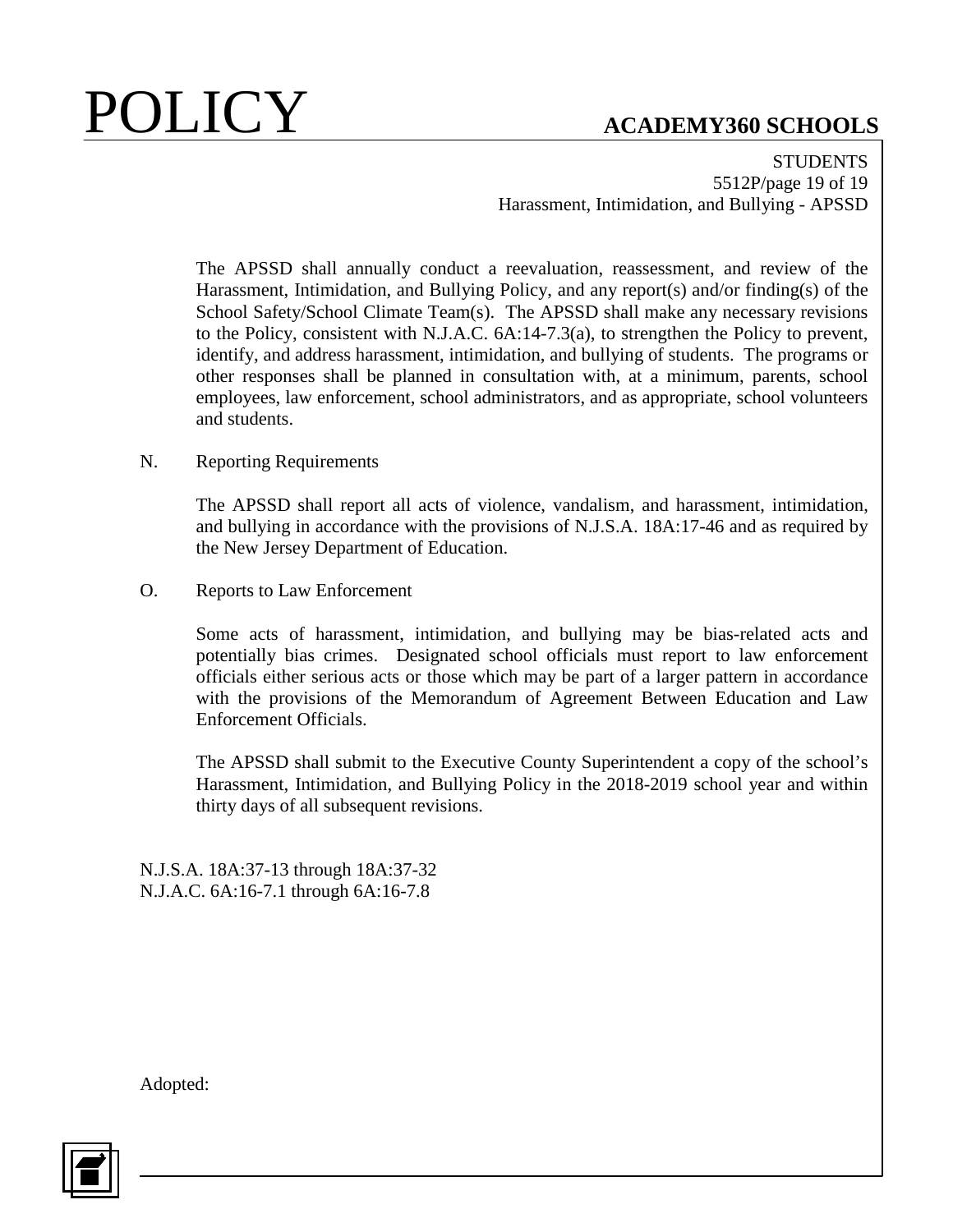The APSSD shall annually conduct a reevaluation, reassessment, and review of the Harassment, Intimidation, and Bullying Policy, and any report(s) and/or finding(s) of the School Safety/School Climate Team(s). The APSSD shall make any necessary revisions to the Policy, consistent with N.J.A.C. 6A:14-7.3(a), to strengthen the Policy to prevent, identify, and address harassment, intimidation, and bullying of students. The programs or other responses shall be planned in consultation with, at a minimum, parents, school employees, law enforcement, school administrators, and as appropriate, school volunteers and students.

N. Reporting Requirements

The APSSD shall report all acts of violence, vandalism, and harassment, intimidation, and bullying in accordance with the provisions of N.J.S.A. 18A:17-46 and as required by the New Jersey Department of Education.

O. Reports to Law Enforcement

Some acts of harassment, intimidation, and bullying may be bias-related acts and potentially bias crimes. Designated school officials must report to law enforcement officials either serious acts or those which may be part of a larger pattern in accordance with the provisions of the Memorandum of Agreement Between Education and Law Enforcement Officials.

The APSSD shall submit to the Executive County Superintendent a copy of the school's Harassment, Intimidation, and Bullying Policy in the 2018-2019 school year and within thirty days of all subsequent revisions.

N.J.S.A. 18A:37-13 through 18A:37-32
N.J.A.C. 6A:16-7.1 through 6A:16-7.8

Adopted: